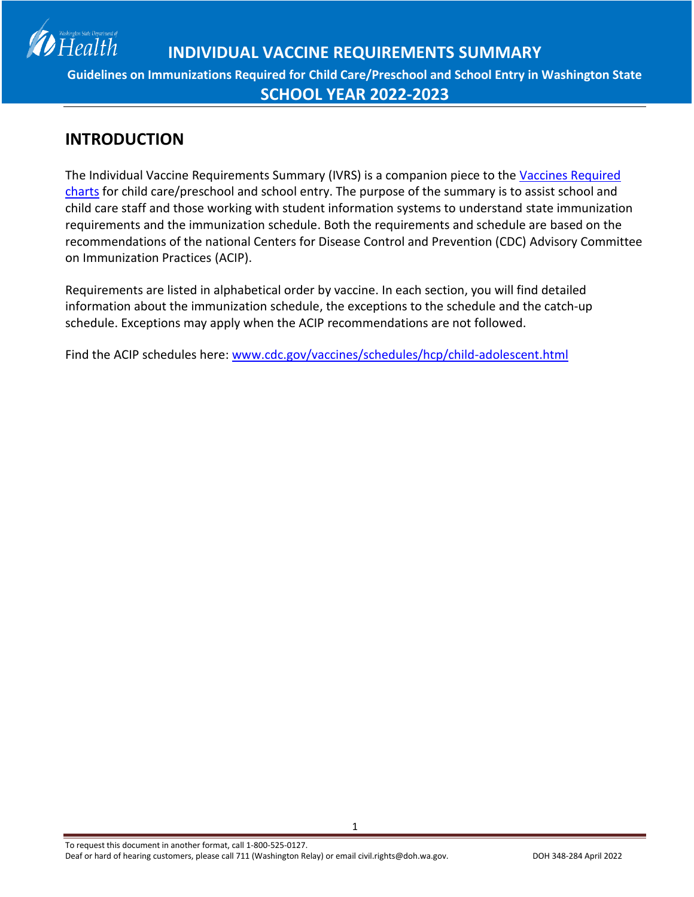# INDIVIDUAL VACCINE REQUIREMENTS SUMMARY

**Guidelines on Immunizations Required for Child Care/Preschool and School Entry in Washington State**

**SCHOOL YEAR 2022-2023**

## INTRODUCTION

The Individual Vaccine Requirements Summary (IVRS) is a companion piece to the Vaccines Required charts for child care/preschool and school entry. The purpose of the summary is to assist school and child care staff and those working with student information systems to understand state immunization requirements and the immunization schedule. Both the requirements and schedule are based on the recommendations of the national Centers for Disease Control and Prevention (CDC) Advisory Committee on Immunization Practices (ACIP).

Requirements are listed in alphabetical order by vaccine. In each section, you will find detailed information about the immunization schedule, the exceptions to the schedule and the catch-up schedule. Exceptions may apply when the ACIP recommendations are not followed.

Find the ACIP schedules here: www.cdc.gov/vaccines/schedules/hcp/child-adolescent.html

To request this document in another format, call 1-800-525-0127.
Deaf or hard of hearing customers, please call 711 (Washington Relay) or email civil.rights@doh.wa.gov.

DOH 348-284 April 2022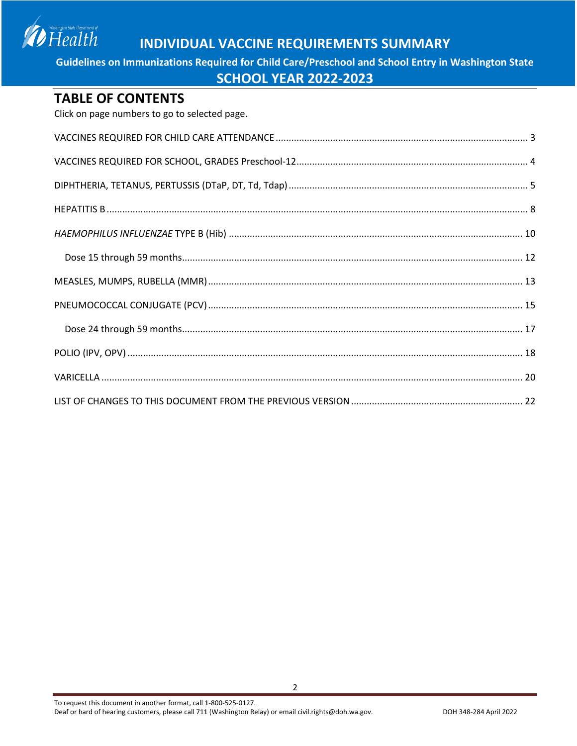# INDIVIDUAL VACCINE REQUIREMENTS SUMMARY

**Guidelines on Immunizations Required for Child Care/Preschool and School Entry in Washington State**

**SCHOOL YEAR 2022-2023**

## TABLE OF CONTENTS

Click on page numbers to go to selected page.

VACCINES REQUIRED FOR CHILD CARE ATTENDANCE ........ 3

VACCINES REQUIRED FOR SCHOOL, GRADES Preschool-12 ........ 4

DIPHTHERIA, TETANUS, PERTUSSIS (DTaP, DT, Td, Tdap) ........ 5

HEPATITIS B ........ 8

*HAEMOPHILUS INFLUENZAE* TYPE B (Hib) ........ 10

- Dose 15 through 59 months ........ 12

MEASLES, MUMPS, RUBELLA (MMR) ........ 13

PNEUMOCOCCAL CONJUGATE (PCV) ........ 15

- Dose 24 through 59 months ........ 17

POLIO (IPV, OPV) ........ 18

VARICELLA ........ 20

LIST OF CHANGES TO THIS DOCUMENT FROM THE PREVIOUS VERSION ........ 22

To request this document in another format, call 1-800-525-0127.
Deaf or hard of hearing customers, please call 711 (Washington Relay) or email civil.rights@doh.wa.gov.

DOH 348-284 April 2022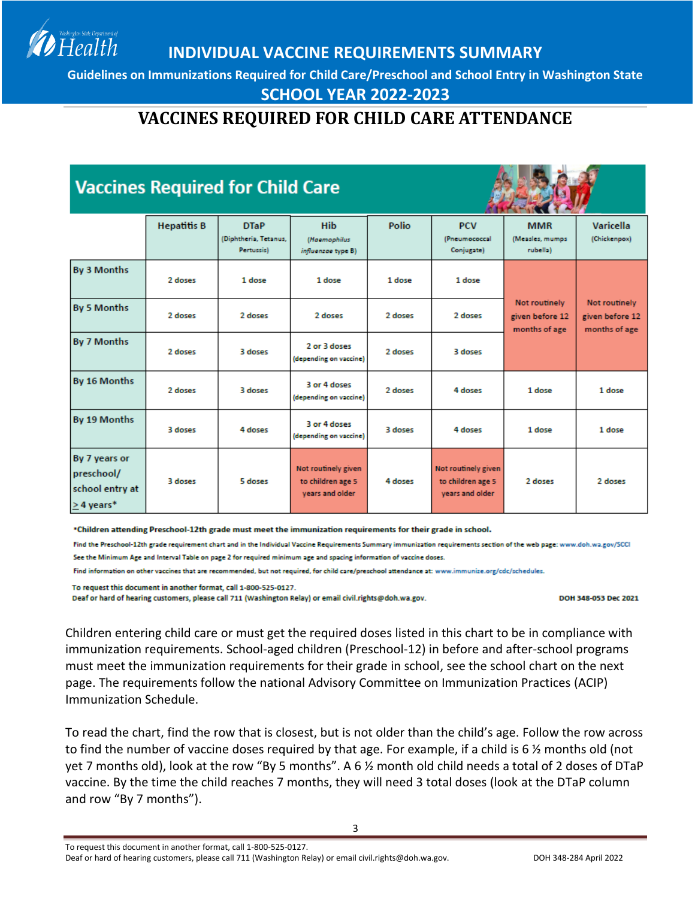# INDIVIDUAL VACCINE REQUIREMENTS SUMMARY

**Guidelines on Immunizations Required for Child Care/Preschool and School Entry in Washington State**

## SCHOOL YEAR 2022-2023

# VACCINES REQUIRED FOR CHILD CARE ATTENDANCE

## Vaccines Required for Child Care

| | Hepatitis B | DTaP (Diphtheria, Tetanus, Pertussis) | Hib (*Haemophilus influenzae* type B) | Polio | PCV (Pneumococcal Conjugate) | MMR (Measles, mumps rubella) | Varicella (Chickenpox) |
|---|---|---|---|---|---|---|---|
| **By 3 Months** | 2 doses | 1 dose | 1 dose | 1 dose | 1 dose | Not routinely given before 12 months of age | Not routinely given before 12 months of age |
| **By 5 Months** | 2 doses | 2 doses | 2 doses | 2 doses | 2 doses | | |
| **By 7 Months** | 2 doses | 3 doses | 2 or 3 doses (depending on vaccine) | 2 doses | 3 doses | | |
| **By 16 Months** | 2 doses | 3 doses | 3 or 4 doses (depending on vaccine) | 2 doses | 4 doses | 1 dose | 1 dose |
| **By 19 Months** | 3 doses | 4 doses | 3 or 4 doses (depending on vaccine) | 3 doses | 4 doses | 1 dose | 1 dose |
| **By 7 years or preschool/ school entry at ≥ 4 years*** | 3 doses | 5 doses | Not routinely given to children age 5 years and older | 4 doses | Not routinely given to children age 5 years and older | 2 doses | 2 doses |

**\*Children attending Preschool-12th grade must meet the immunization requirements for their grade in school.**

Find the Preschool-12th grade requirement chart and in the Individual Vaccine Requirements Summary immunization requirements section of the web page: www.doh.wa.gov/SCCI

See the Minimum Age and Interval Table on page 2 for required minimum age and spacing information of vaccine doses.

Find information on other vaccines that are recommended, but not required, for child care/preschool attendance at: www.immunize.org/cdc/schedules.

To request this document in another format, call 1-800-525-0127.
Deaf or hard of hearing customers, please call 711 (Washington Relay) or email civil.rights@doh.wa.gov.

DOH 348-053 Dec 2021

Children entering child care or must get the required doses listed in this chart to be in compliance with immunization requirements. School-aged children (Preschool-12) in before and after-school programs must meet the immunization requirements for their grade in school, see the school chart on the next page. The requirements follow the national Advisory Committee on Immunization Practices (ACIP) Immunization Schedule.

To read the chart, find the row that is closest, but is not older than the child's age. Follow the row across to find the number of vaccine doses required by that age. For example, if a child is 6 ½ months old (not yet 7 months old), look at the row "By 5 months". A 6 ½ month old child needs a total of 2 doses of DTaP vaccine. By the time the child reaches 7 months, they will need 3 total doses (look at the DTaP column and row "By 7 months").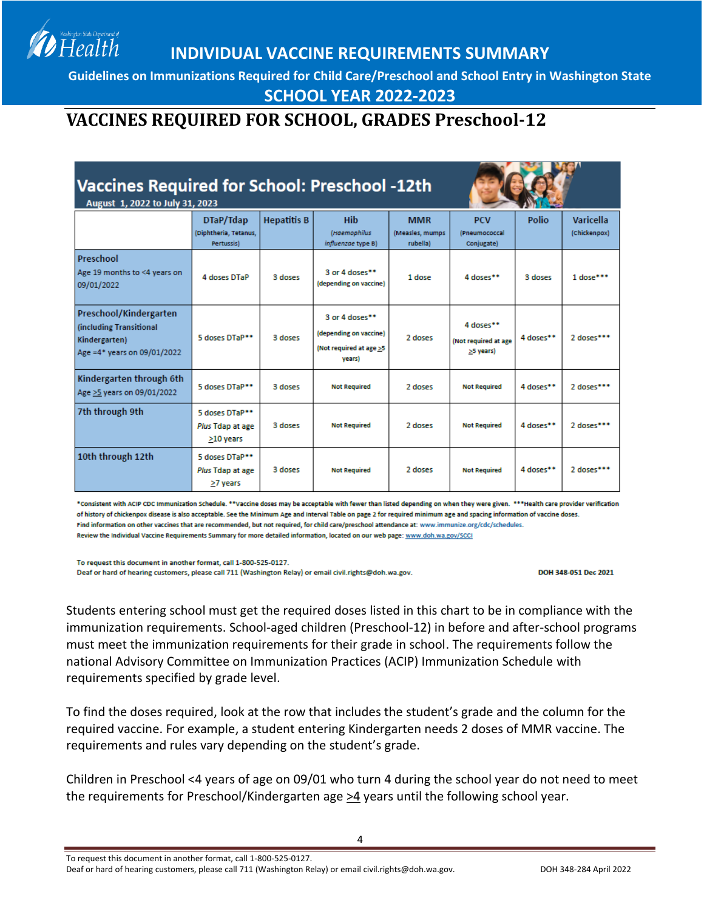# INDIVIDUAL VACCINE REQUIREMENTS SUMMARY

**Guidelines on Immunizations Required for Child Care/Preschool and School Entry in Washington State**

**SCHOOL YEAR 2022-2023**

## VACCINES REQUIRED FOR SCHOOL, GRADES Preschool-12

### Vaccines Required for School: Preschool -12th

August 1, 2022 to July 31, 2023

| | DTaP/Tdap (Diphtheria, Tetanus, Pertussis) | Hepatitis B | Hib (*Haemophilus influenzae* type B) | MMR (Measles, mumps rubella) | PCV (Pneumococcal Conjugate) | Polio | Varicella (Chickenpox) |
|---|---|---|---|---|---|---|---|
| **Preschool** Age 19 months to <4 years on 09/01/2022 | 4 doses DTaP | 3 doses | 3 or 4 doses** (depending on vaccine) | 1 dose | 4 doses** | 3 doses | 1 dose*** |
| **Preschool/Kindergarten (including Transitional Kindergarten)** Age =4* years on 09/01/2022 | 5 doses DTaP** | 3 doses | 3 or 4 doses** (depending on vaccine) (Not required at age ≥5 years) | 2 doses | 4 doses** (Not required at age ≥5 years) | 4 doses** | 2 doses*** |
| **Kindergarten through 6th** Age ≥5 years on 09/01/2022 | 5 doses DTaP** | 3 doses | Not Required | 2 doses | Not Required | 4 doses** | 2 doses*** |
| **7th through 9th** | 5 doses DTaP** *Plus* Tdap at age ≥10 years | 3 doses | Not Required | 2 doses | Not Required | 4 doses** | 2 doses*** |
| **10th through 12th** | 5 doses DTaP** *Plus* Tdap at age ≥7 years | 3 doses | Not Required | 2 doses | Not Required | 4 doses** | 2 doses*** |

*Consistent with ACIP CDC Immunization Schedule. **Vaccine doses may be acceptable with fewer than listed depending on when they were given. ***Health care provider verification of history of chickenpox disease is also acceptable. See the Minimum Age and Interval Table on page 2 for required minimum age and spacing information of vaccine doses.
Find information on other vaccines that are recommended, but not required, for child care/preschool attendance at: www.immunize.org/cdc/schedules.
Review the Individual Vaccine Requirements Summary for more detailed information, located on our web page: www.doh.wa.gov/SCCI

To request this document in another format, call 1-800-525-0127.
Deaf or hard of hearing customers, please call 711 (Washington Relay) or email civil.rights@doh.wa.gov. DOH 348-051 Dec 2021

Students entering school must get the required doses listed in this chart to be in compliance with the immunization requirements. School-aged children (Preschool-12) in before and after-school programs must meet the immunization requirements for their grade in school. The requirements follow the national Advisory Committee on Immunization Practices (ACIP) Immunization Schedule with requirements specified by grade level.

To find the doses required, look at the row that includes the student's grade and the column for the required vaccine. For example, a student entering Kindergarten needs 2 doses of MMR vaccine. The requirements and rules vary depending on the student's grade.

Children in Preschool <4 years of age on 09/01 who turn 4 during the school year do not need to meet the requirements for Preschool/Kindergarten age ≥4 years until the following school year.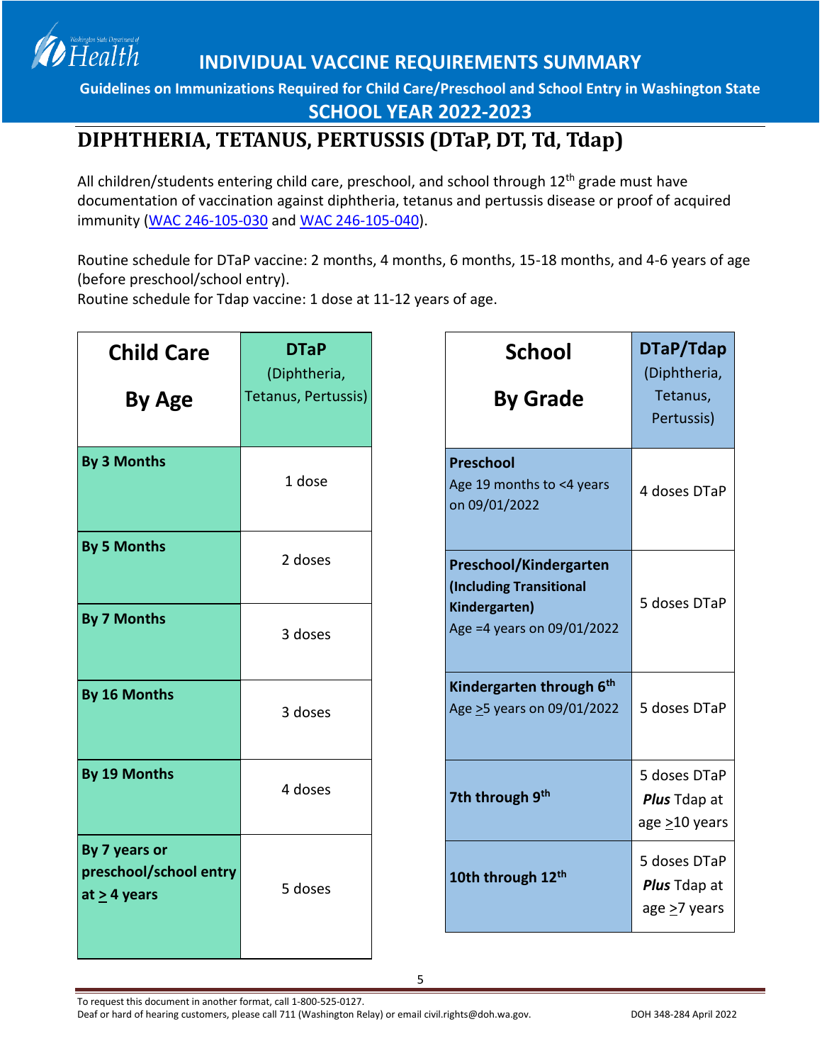# INDIVIDUAL VACCINE REQUIREMENTS SUMMARY

**Guidelines on Immunizations Required for Child Care/Preschool and School Entry in Washington State**

**SCHOOL YEAR 2022-2023**

## DIPHTHERIA, TETANUS, PERTUSSIS (DTaP, DT, Td, Tdap)

All children/students entering child care, preschool, and school through 12th grade must have documentation of vaccination against diphtheria, tetanus and pertussis disease or proof of acquired immunity (WAC 246-105-030 and WAC 246-105-040).

Routine schedule for DTaP vaccine: 2 months, 4 months, 6 months, 15-18 months, and 4-6 years of age (before preschool/school entry).
Routine schedule for Tdap vaccine: 1 dose at 11-12 years of age.

| Child Care By Age | DTaP (Diphtheria, Tetanus, Pertussis) |
|---|---|
| **By 3 Months** | 1 dose |
| **By 5 Months** | 2 doses |
| **By 7 Months** | 3 doses |
| **By 16 Months** | 3 doses |
| **By 19 Months** | 4 doses |
| **By 7 years or preschool/school entry at ≥ 4 years** | 5 doses |

| School By Grade | DTaP/Tdap (Diphtheria, Tetanus, Pertussis) |
|---|---|
| **Preschool** Age 19 months to <4 years on 09/01/2022 | 4 doses DTaP |
| **Preschool/Kindergarten (Including Transitional Kindergarten)** Age =4 years on 09/01/2022 | 5 doses DTaP |
| **Kindergarten through 6th** Age ≥5 years on 09/01/2022 | 5 doses DTaP |
| **7th through 9th** | 5 doses DTaP ***Plus*** Tdap at age ≥10 years |
| **10th through 12th** | 5 doses DTaP ***Plus*** Tdap at age ≥7 years |

To request this document in another format, call 1-800-525-0127.
Deaf or hard of hearing customers, please call 711 (Washington Relay) or email civil.rights@doh.wa.gov.

DOH 348-284 April 2022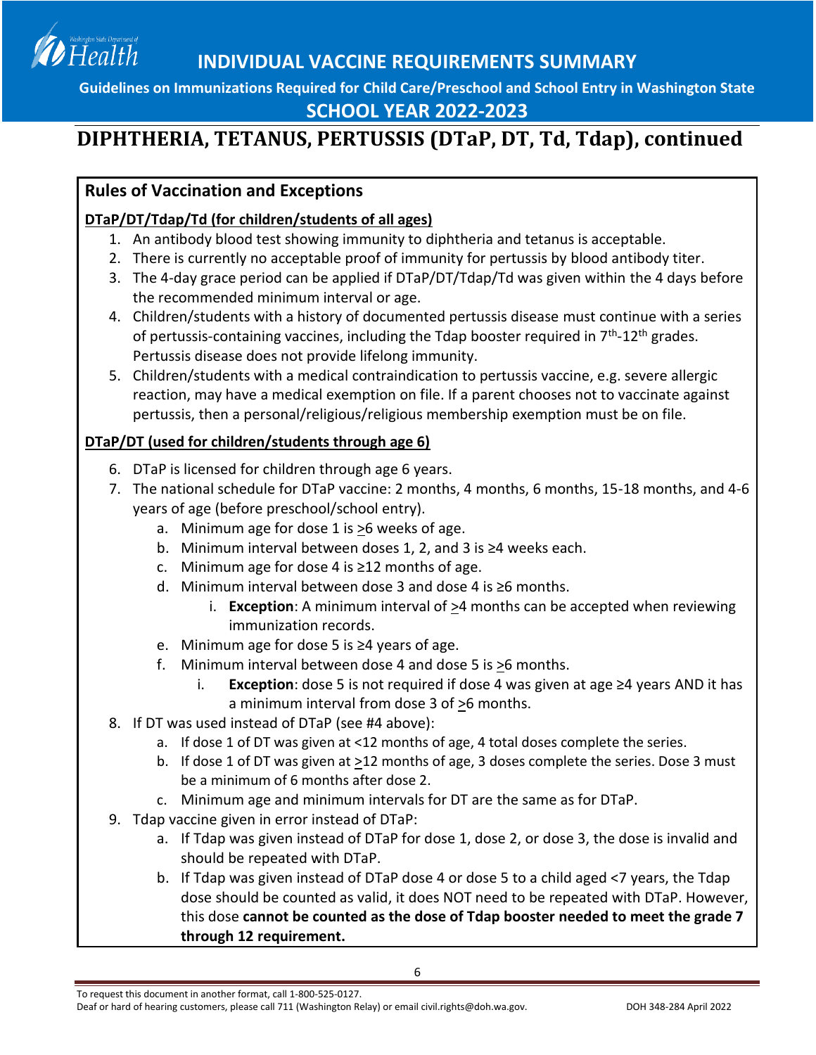# INDIVIDUAL VACCINE REQUIREMENTS SUMMARY

**Guidelines on Immunizations Required for Child Care/Preschool and School Entry in Washington State**

**SCHOOL YEAR 2022-2023**

## DIPHTHERIA, TETANUS, PERTUSSIS (DTaP, DT, Td, Tdap), continued

### Rules of Vaccination and Exceptions

**DTaP/DT/Tdap/Td (for children/students of all ages)**

1. An antibody blood test showing immunity to diphtheria and tetanus is acceptable.
2. There is currently no acceptable proof of immunity for pertussis by blood antibody titer.
3. The 4-day grace period can be applied if DTaP/DT/Tdap/Td was given within the 4 days before the recommended minimum interval or age.
4. Children/students with a history of documented pertussis disease must continue with a series of pertussis-containing vaccines, including the Tdap booster required in 7th-12th grades. Pertussis disease does not provide lifelong immunity.
5. Children/students with a medical contraindication to pertussis vaccine, e.g. severe allergic reaction, may have a medical exemption on file. If a parent chooses not to vaccinate against pertussis, then a personal/religious/religious membership exemption must be on file.

**DTaP/DT (used for children/students through age 6)**

6. DTaP is licensed for children through age 6 years.
7. The national schedule for DTaP vaccine: 2 months, 4 months, 6 months, 15-18 months, and 4-6 years of age (before preschool/school entry).
   a. Minimum age for dose 1 is ≥6 weeks of age.
   b. Minimum interval between doses 1, 2, and 3 is ≥4 weeks each.
   c. Minimum age for dose 4 is ≥12 months of age.
   d. Minimum interval between dose 3 and dose 4 is ≥6 months.
      i. **Exception**: A minimum interval of ≥4 months can be accepted when reviewing immunization records.
   e. Minimum age for dose 5 is ≥4 years of age.
   f. Minimum interval between dose 4 and dose 5 is ≥6 months.
      i. **Exception**: dose 5 is not required if dose 4 was given at age ≥4 years AND it has a minimum interval from dose 3 of ≥6 months.
8. If DT was used instead of DTaP (see #4 above):
   a. If dose 1 of DT was given at <12 months of age, 4 total doses complete the series.
   b. If dose 1 of DT was given at ≥12 months of age, 3 doses complete the series. Dose 3 must be a minimum of 6 months after dose 2.
   c. Minimum age and minimum intervals for DT are the same as for DTaP.
9. Tdap vaccine given in error instead of DTaP:
   a. If Tdap was given instead of DTaP for dose 1, dose 2, or dose 3, the dose is invalid and should be repeated with DTaP.
   b. If Tdap was given instead of DTaP dose 4 or dose 5 to a child aged <7 years, the Tdap dose should be counted as valid, it does NOT need to be repeated with DTaP. However, this dose **cannot be counted as the dose of Tdap booster needed to meet the grade 7 through 12 requirement.**

To request this document in another format, call 1-800-525-0127.
Deaf or hard of hearing customers, please call 711 (Washington Relay) or email civil.rights@doh.wa.gov.

DOH 348-284 April 2022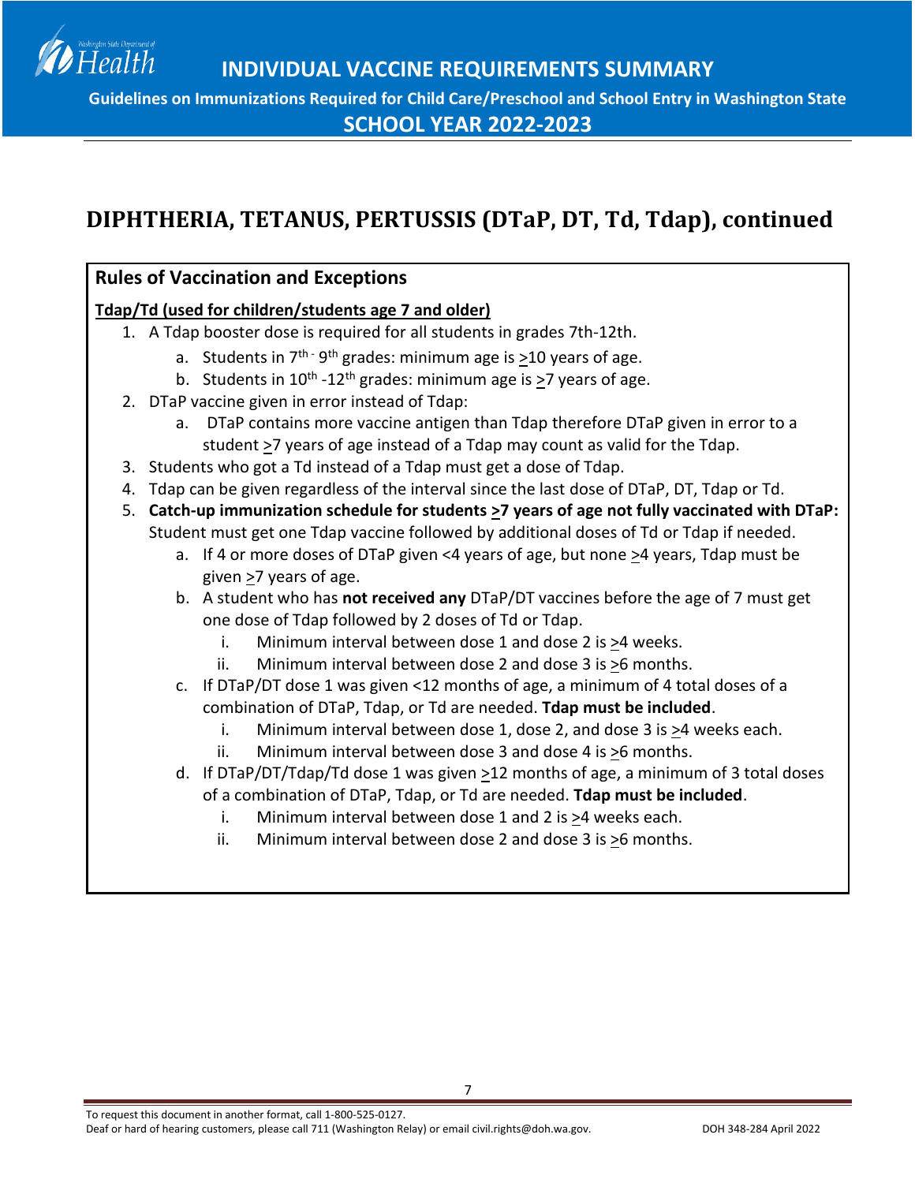## DIPHTHERIA, TETANUS, PERTUSSIS (DTaP, DT, Td, Tdap), continued

### Rules of Vaccination and Exceptions

**Tdap/Td (used for children/students age 7 and older)**

1. A Tdap booster dose is required for all students in grades 7th-12th.
   a. Students in $7^{th}$ - $9^{th}$ grades: minimum age is ≥10 years of age.
   b. Students in $10^{th}$ -$12^{th}$ grades: minimum age is ≥7 years of age.
2. DTaP vaccine given in error instead of Tdap:
   a. DTaP contains more vaccine antigen than Tdap therefore DTaP given in error to a student ≥7 years of age instead of a Tdap may count as valid for the Tdap.
3. Students who got a Td instead of a Tdap must get a dose of Tdap.
4. Tdap can be given regardless of the interval since the last dose of DTaP, DT, Tdap or Td.
5. **Catch-up immunization schedule for students ≥7 years of age not fully vaccinated with DTaP:** Student must get one Tdap vaccine followed by additional doses of Td or Tdap if needed.
   a. If 4 or more doses of DTaP given <4 years of age, but none ≥4 years, Tdap must be given ≥7 years of age.
   b. A student who has **not received any** DTaP/DT vaccines before the age of 7 must get one dose of Tdap followed by 2 doses of Td or Tdap.
      i. Minimum interval between dose 1 and dose 2 is ≥4 weeks.
      ii. Minimum interval between dose 2 and dose 3 is ≥6 months.
   c. If DTaP/DT dose 1 was given <12 months of age, a minimum of 4 total doses of a combination of DTaP, Tdap, or Td are needed. **Tdap must be included**.
      i. Minimum interval between dose 1, dose 2, and dose 3 is ≥4 weeks each.
      ii. Minimum interval between dose 3 and dose 4 is ≥6 months.
   d. If DTaP/DT/Tdap/Td dose 1 was given ≥12 months of age, a minimum of 3 total doses of a combination of DTaP, Tdap, or Td are needed. **Tdap must be included**.
      i. Minimum interval between dose 1 and 2 is ≥4 weeks each.
      ii. Minimum interval between dose 2 and dose 3 is ≥6 months.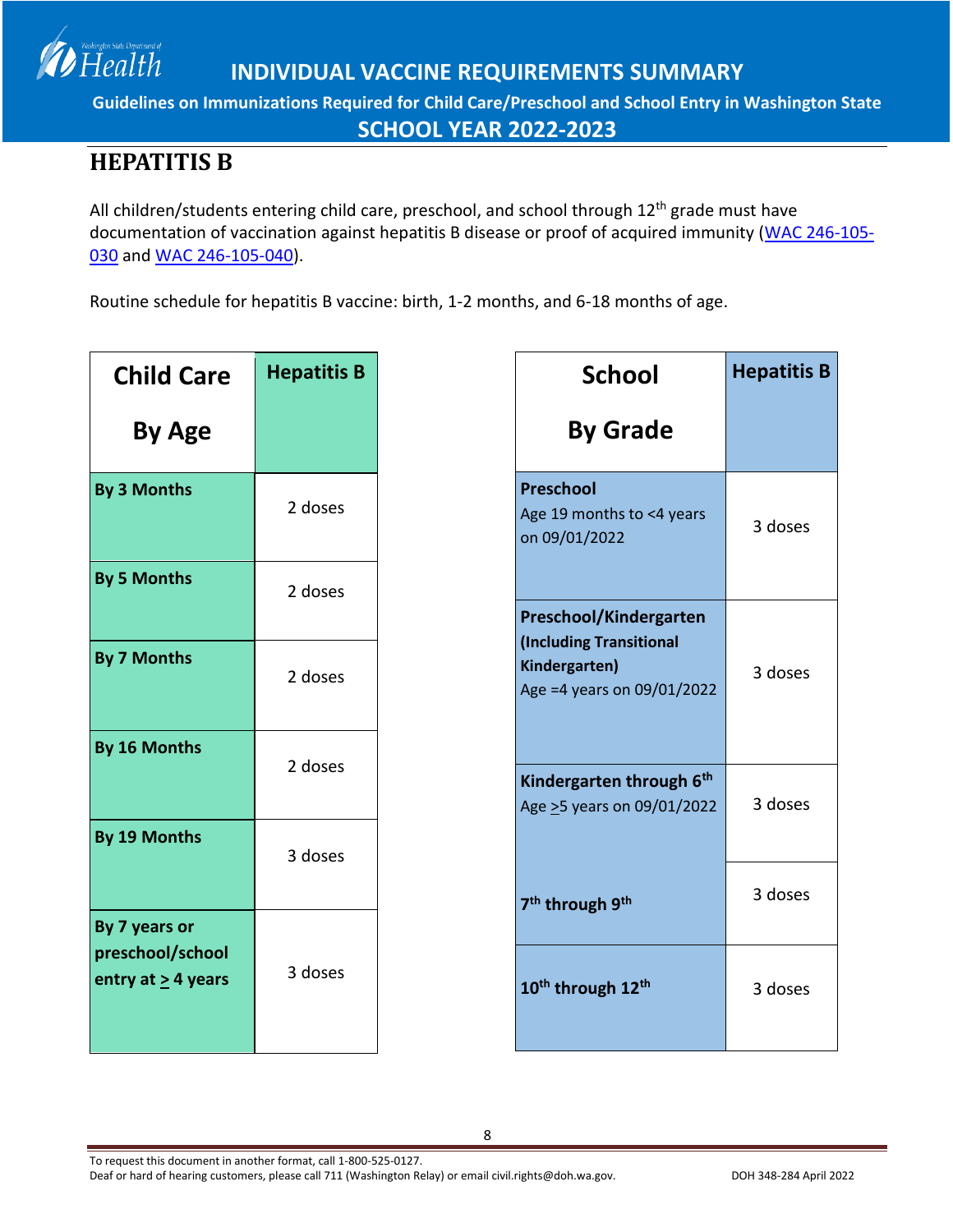# INDIVIDUAL VACCINE REQUIREMENTS SUMMARY

**Guidelines on Immunizations Required for Child Care/Preschool and School Entry in Washington State**

**SCHOOL YEAR 2022-2023**

## HEPATITIS B

All children/students entering child care, preschool, and school through 12th grade must have documentation of vaccination against hepatitis B disease or proof of acquired immunity (WAC 246-105-030 and WAC 246-105-040).

Routine schedule for hepatitis B vaccine: birth, 1-2 months, and 6-18 months of age.

| Child Care By Age | Hepatitis B |
|---|---|
| **By 3 Months** | 2 doses |
| **By 5 Months** | 2 doses |
| **By 7 Months** | 2 doses |
| **By 16 Months** | 2 doses |
| **By 19 Months** | 3 doses |
| **By 7 years or preschool/school entry at ≥ 4 years** | 3 doses |

| School By Grade | Hepatitis B |
|---|---|
| **Preschool** Age 19 months to <4 years on 09/01/2022 | 3 doses |
| **Preschool/Kindergarten (Including Transitional Kindergarten)** Age =4 years on 09/01/2022 | 3 doses |
| **Kindergarten through 6th** Age ≥5 years on 09/01/2022 | 3 doses |
| **7th through 9th** | 3 doses |
| **10th through 12th** | 3 doses |

To request this document in another format, call 1-800-525-0127.
Deaf or hard of hearing customers, please call 711 (Washington Relay) or email civil.rights@doh.wa.gov.

DOH 348-284 April 2022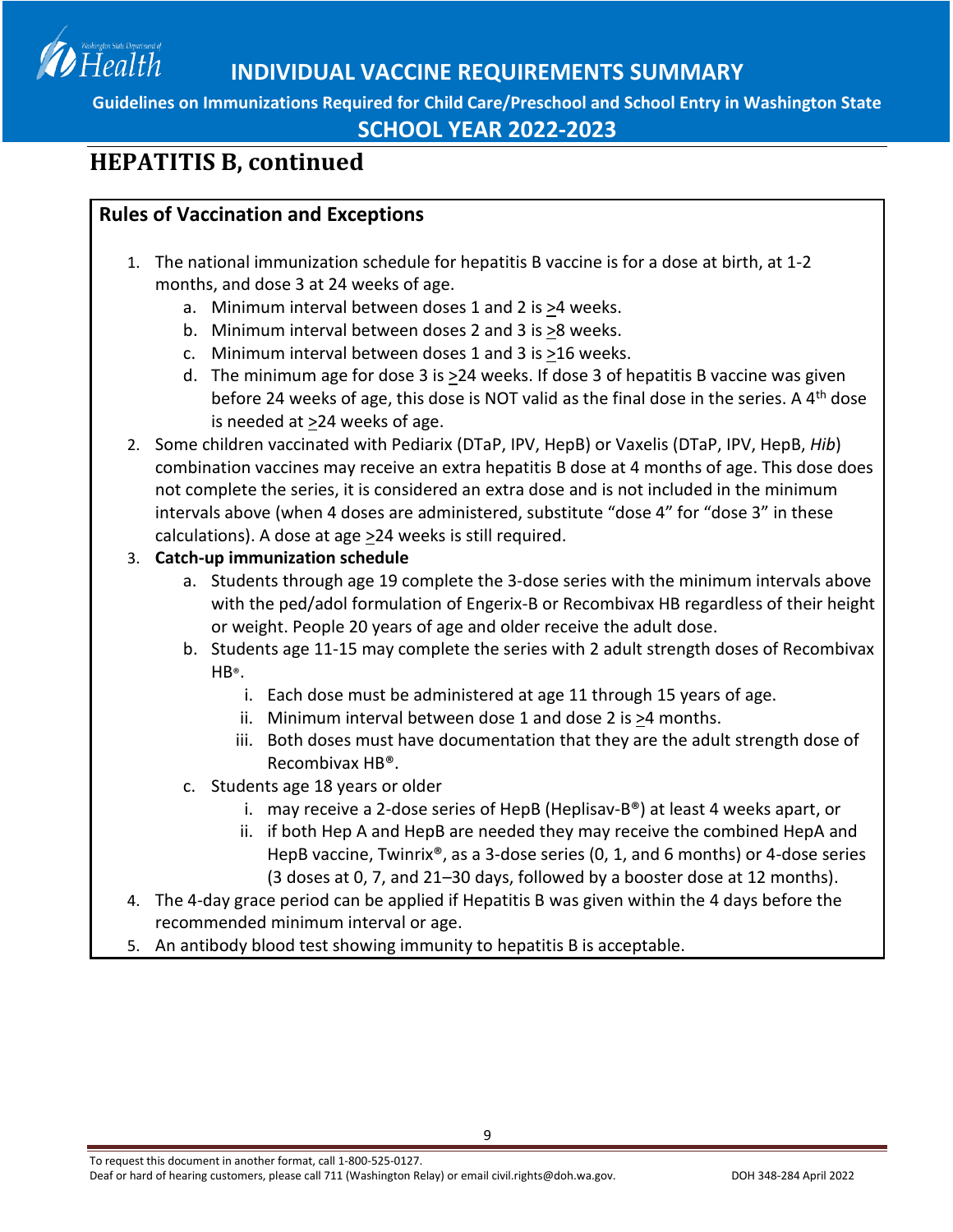## HEPATITIS B, continued

### Rules of Vaccination and Exceptions

1. The national immunization schedule for hepatitis B vaccine is for a dose at birth, at 1-2 months, and dose 3 at 24 weeks of age.
   a. Minimum interval between doses 1 and 2 is ≥4 weeks.
   b. Minimum interval between doses 2 and 3 is ≥8 weeks.
   c. Minimum interval between doses 1 and 3 is ≥16 weeks.
   d. The minimum age for dose 3 is ≥24 weeks. If dose 3 of hepatitis B vaccine was given before 24 weeks of age, this dose is NOT valid as the final dose in the series. A 4th dose is needed at ≥24 weeks of age.
2. Some children vaccinated with Pediarix (DTaP, IPV, HepB) or Vaxelis (DTaP, IPV, HepB, *Hib*) combination vaccines may receive an extra hepatitis B dose at 4 months of age. This dose does not complete the series, it is considered an extra dose and is not included in the minimum intervals above (when 4 doses are administered, substitute "dose 4" for "dose 3" in these calculations). A dose at age ≥24 weeks is still required.
3. **Catch-up immunization schedule**
   a. Students through age 19 complete the 3-dose series with the minimum intervals above with the ped/adol formulation of Engerix-B or Recombivax HB regardless of their height or weight. People 20 years of age and older receive the adult dose.
   b. Students age 11-15 may complete the series with 2 adult strength doses of Recombivax HB®.
      i. Each dose must be administered at age 11 through 15 years of age.
      ii. Minimum interval between dose 1 and dose 2 is ≥4 months.
      iii. Both doses must have documentation that they are the adult strength dose of Recombivax HB®.
   c. Students age 18 years or older
      i. may receive a 2-dose series of HepB (Heplisav-B®) at least 4 weeks apart, or
      ii. if both Hep A and HepB are needed they may receive the combined HepA and HepB vaccine, Twinrix®, as a 3-dose series (0, 1, and 6 months) or 4-dose series (3 doses at 0, 7, and 21–30 days, followed by a booster dose at 12 months).
4. The 4-day grace period can be applied if Hepatitis B was given within the 4 days before the recommended minimum interval or age.
5. An antibody blood test showing immunity to hepatitis B is acceptable.

To request this document in another format, call 1-800-525-0127.
Deaf or hard of hearing customers, please call 711 (Washington Relay) or email civil.rights@doh.wa.gov.
DOH 348-284 April 2022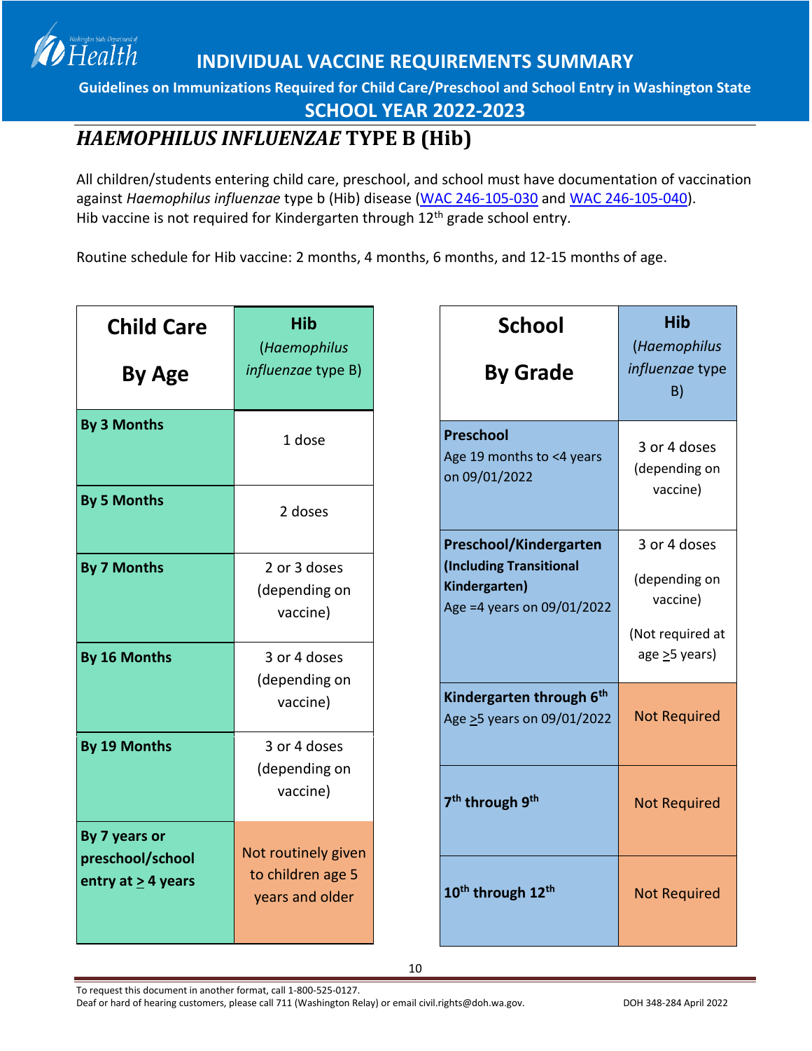# INDIVIDUAL VACCINE REQUIREMENTS SUMMARY

**Guidelines on Immunizations Required for Child Care/Preschool and School Entry in Washington State**

**SCHOOL YEAR 2022-2023**

## *HAEMOPHILUS INFLUENZAE* TYPE B (Hib)

All children/students entering child care, preschool, and school must have documentation of vaccination against *Haemophilus influenzae* type b (Hib) disease (WAC 246-105-030 and WAC 246-105-040). Hib vaccine is not required for Kindergarten through 12th grade school entry.

Routine schedule for Hib vaccine: 2 months, 4 months, 6 months, and 12-15 months of age.

| Child Care By Age | Hib (*Haemophilus influenzae* type B) |
|---|---|
| **By 3 Months** | 1 dose |
| **By 5 Months** | 2 doses |
| **By 7 Months** | 2 or 3 doses (depending on vaccine) |
| **By 16 Months** | 3 or 4 doses (depending on vaccine) |
| **By 19 Months** | 3 or 4 doses (depending on vaccine) |
| **By 7 years or preschool/school entry at ≥ 4 years** | Not routinely given to children age 5 years and older |

| School By Grade | Hib (*Haemophilus influenzae* type B) |
|---|---|
| **Preschool** Age 19 months to <4 years on 09/01/2022 | 3 or 4 doses (depending on vaccine) |
| **Preschool/Kindergarten (Including Transitional Kindergarten)** Age =4 years on 09/01/2022 | 3 or 4 doses (depending on vaccine) (Not required at age ≥5 years) |
| **Kindergarten through 6th** Age ≥5 years on 09/01/2022 | Not Required |
| **7th through 9th** | Not Required |
| **10th through 12th** | Not Required |

To request this document in another format, call 1-800-525-0127.
Deaf or hard of hearing customers, please call 711 (Washington Relay) or email civil.rights@doh.wa.gov.

DOH 348-284 April 2022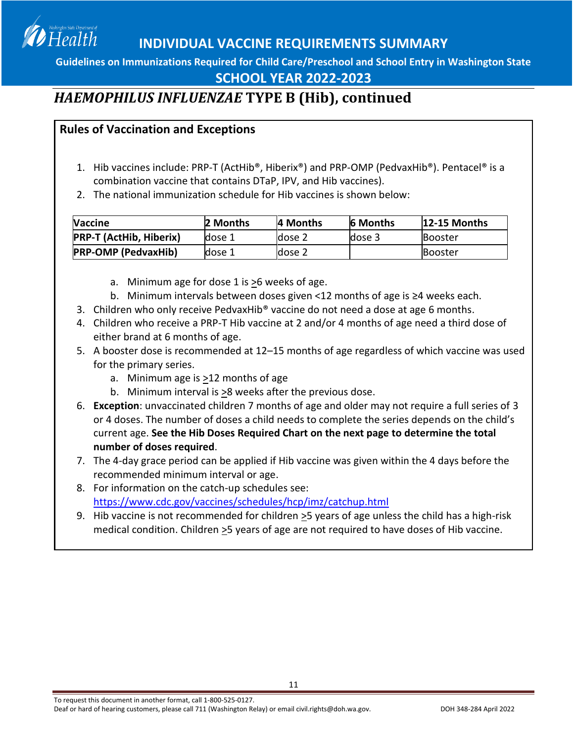# INDIVIDUAL VACCINE REQUIREMENTS SUMMARY

**Guidelines on Immunizations Required for Child Care/Preschool and School Entry in Washington State**

**SCHOOL YEAR 2022-2023**

## *HAEMOPHILUS INFLUENZAE* TYPE B (Hib), continued

### Rules of Vaccination and Exceptions

1. Hib vaccines include: PRP-T (ActHib®, Hiberix®) and PRP-OMP (PedvaxHib®). Pentacel® is a combination vaccine that contains DTaP, IPV, and Hib vaccines).
2. The national immunization schedule for Hib vaccines is shown below:

| Vaccine | 2 Months | 4 Months | 6 Months | 12-15 Months |
|---|---|---|---|---|
| **PRP-T (ActHib, Hiberix)** | dose 1 | dose 2 | dose 3 | Booster |
| **PRP-OMP (PedvaxHib)** | dose 1 | dose 2 | | Booster |

   a. Minimum age for dose 1 is ≥6 weeks of age.
   b. Minimum intervals between doses given <12 months of age is ≥4 weeks each.
3. Children who only receive PedvaxHib® vaccine do not need a dose at age 6 months.
4. Children who receive a PRP-T Hib vaccine at 2 and/or 4 months of age need a third dose of either brand at 6 months of age.
5. A booster dose is recommended at 12–15 months of age regardless of which vaccine was used for the primary series.
   a. Minimum age is ≥12 months of age
   b. Minimum interval is ≥8 weeks after the previous dose.
6. **Exception**: unvaccinated children 7 months of age and older may not require a full series of 3 or 4 doses. The number of doses a child needs to complete the series depends on the child's current age. **See the Hib Doses Required Chart on the next page to determine the total number of doses required**.
7. The 4-day grace period can be applied if Hib vaccine was given within the 4 days before the recommended minimum interval or age.
8. For information on the catch-up schedules see: https://www.cdc.gov/vaccines/schedules/hcp/imz/catchup.html
9. Hib vaccine is not recommended for children ≥5 years of age unless the child has a high-risk medical condition. Children ≥5 years of age are not required to have doses of Hib vaccine.

To request this document in another format, call 1-800-525-0127.
Deaf or hard of hearing customers, please call 711 (Washington Relay) or email civil.rights@doh.wa.gov.

DOH 348-284 April 2022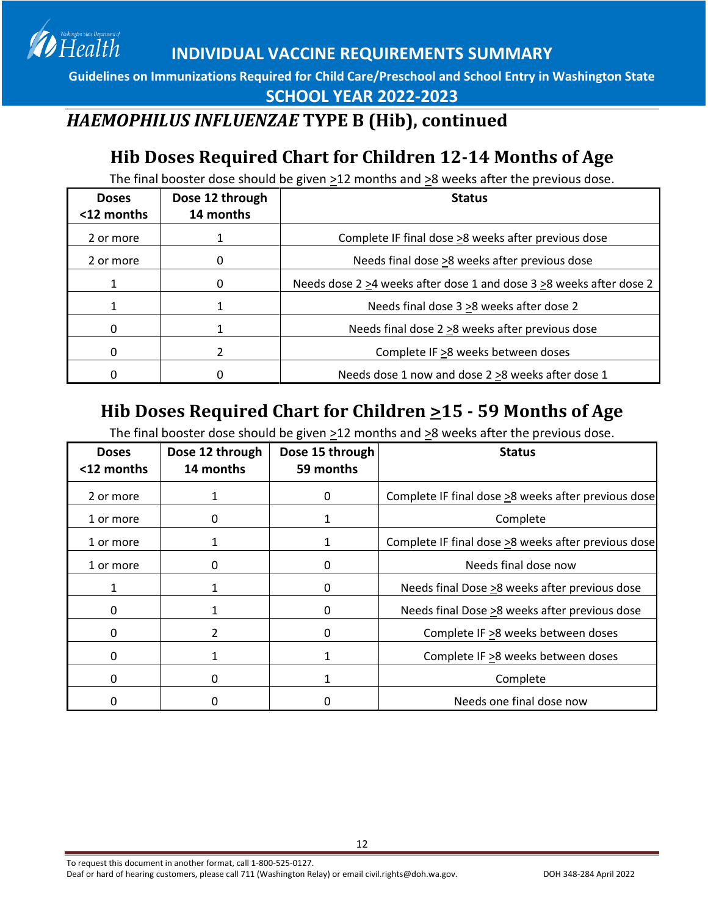# INDIVIDUAL VACCINE REQUIREMENTS SUMMARY

**Guidelines on Immunizations Required for Child Care/Preschool and School Entry in Washington State**

**SCHOOL YEAR 2022-2023**

## *HAEMOPHILUS INFLUENZAE* TYPE B (Hib), continued

### Hib Doses Required Chart for Children 12-14 Months of Age

The final booster dose should be given ≥12 months and ≥8 weeks after the previous dose.

| Doses <12 months | Dose 12 through 14 months | Status |
|---|---|---|
| 2 or more | 1 | Complete IF final dose ≥8 weeks after previous dose |
| 2 or more | 0 | Needs final dose ≥8 weeks after previous dose |
| 1 | 0 | Needs dose 2 ≥4 weeks after dose 1 and dose 3 ≥8 weeks after dose 2 |
| 1 | 1 | Needs final dose 3 ≥8 weeks after dose 2 |
| 0 | 1 | Needs final dose 2 ≥8 weeks after previous dose |
| 0 | 2 | Complete IF ≥8 weeks between doses |
| 0 | 0 | Needs dose 1 now and dose 2 ≥8 weeks after dose 1 |

### Hib Doses Required Chart for Children ≥15 - 59 Months of Age

The final booster dose should be given ≥12 months and ≥8 weeks after the previous dose.

| Doses <12 months | Dose 12 through 14 months | Dose 15 through 59 months | Status |
|---|---|---|---|
| 2 or more | 1 | 0 | Complete IF final dose ≥8 weeks after previous dose |
| 1 or more | 0 | 1 | Complete |
| 1 or more | 1 | 1 | Complete IF final dose ≥8 weeks after previous dose |
| 1 or more | 0 | 0 | Needs final dose now |
| 1 | 1 | 0 | Needs final Dose ≥8 weeks after previous dose |
| 0 | 1 | 0 | Needs final Dose ≥8 weeks after previous dose |
| 0 | 2 | 0 | Complete IF ≥8 weeks between doses |
| 0 | 1 | 1 | Complete IF ≥8 weeks between doses |
| 0 | 0 | 1 | Complete |
| 0 | 0 | 0 | Needs one final dose now |

To request this document in another format, call 1-800-525-0127.
Deaf or hard of hearing customers, please call 711 (Washington Relay) or email civil.rights@doh.wa.gov.
DOH 348-284 April 2022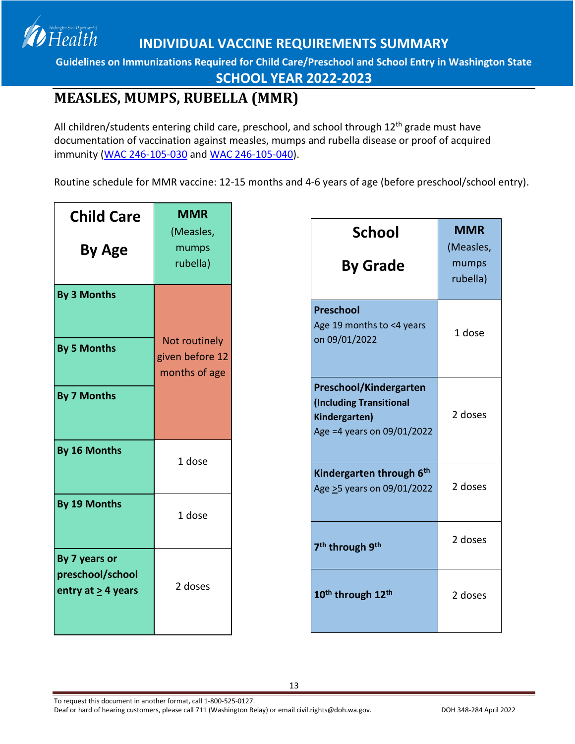# INDIVIDUAL VACCINE REQUIREMENTS SUMMARY

**Guidelines on Immunizations Required for Child Care/Preschool and School Entry in Washington State**

**SCHOOL YEAR 2022-2023**

## MEASLES, MUMPS, RUBELLA (MMR)

All children/students entering child care, preschool, and school through 12th grade must have documentation of vaccination against measles, mumps and rubella disease or proof of acquired immunity (WAC 246-105-030 and WAC 246-105-040).

Routine schedule for MMR vaccine: 12-15 months and 4-6 years of age (before preschool/school entry).

| Child Care By Age | MMR (Measles, mumps rubella) |
|---|---|
| **By 3 Months** | Not routinely given before 12 months of age |
| **By 5 Months** | |
| **By 7 Months** | |
| **By 16 Months** | 1 dose |
| **By 19 Months** | 1 dose |
| **By 7 years or preschool/school entry at ≥ 4 years** | 2 doses |

| School By Grade | MMR (Measles, mumps rubella) |
|---|---|
| **Preschool** Age 19 months to <4 years on 09/01/2022 | 1 dose |
| **Preschool/Kindergarten (Including Transitional Kindergarten)** Age =4 years on 09/01/2022 | 2 doses |
| **Kindergarten through 6th** Age ≥5 years on 09/01/2022 | 2 doses |
| **7th through 9th** | 2 doses |
| **10th through 12th** | 2 doses |

To request this document in another format, call 1-800-525-0127.
Deaf or hard of hearing customers, please call 711 (Washington Relay) or email civil.rights@doh.wa.gov.

DOH 348-284 April 2022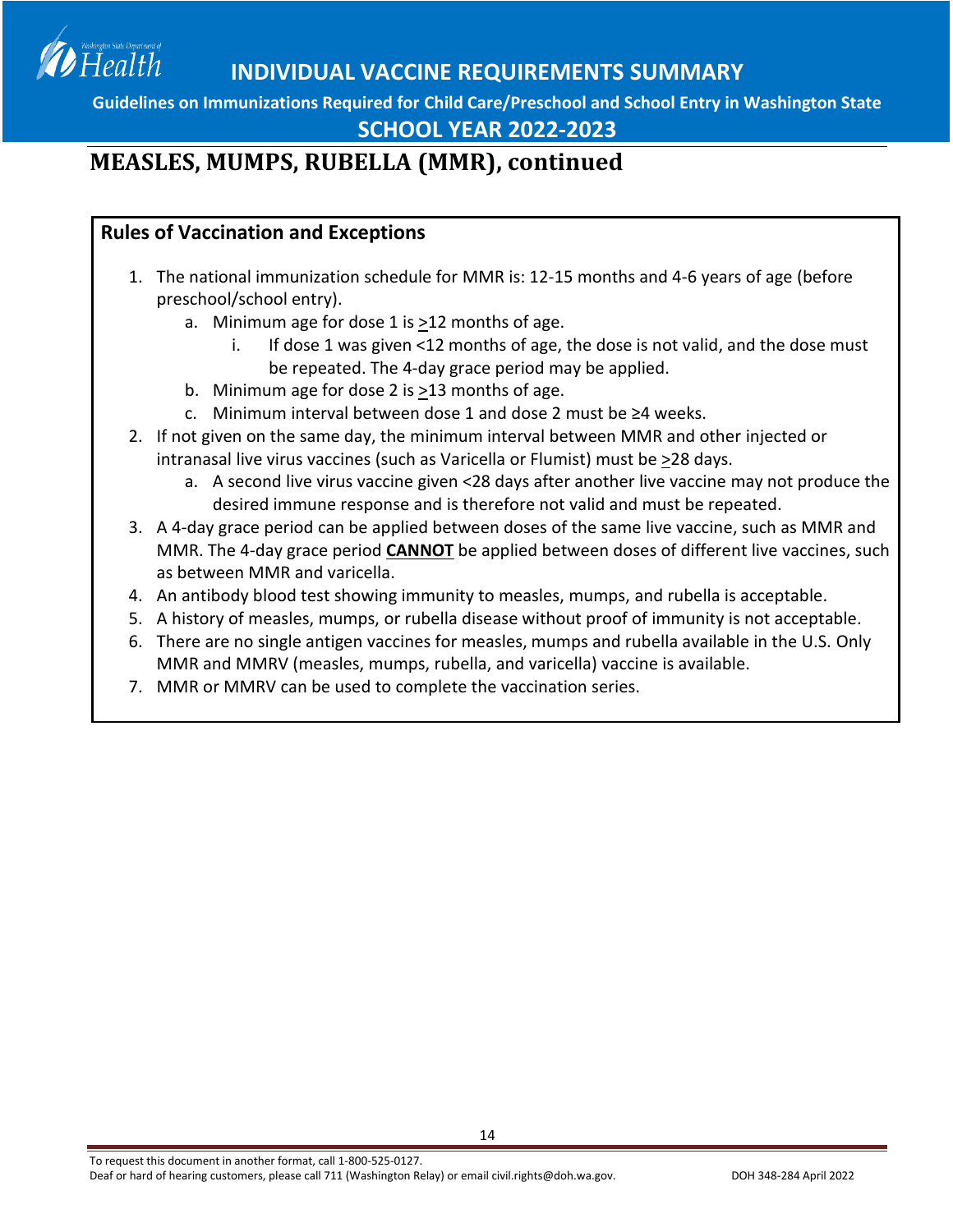## MEASLES, MUMPS, RUBELLA (MMR), continued

### Rules of Vaccination and Exceptions

1. The national immunization schedule for MMR is: 12-15 months and 4-6 years of age (before preschool/school entry).
    a. Minimum age for dose 1 is ≥12 months of age.
        i. If dose 1 was given <12 months of age, the dose is not valid, and the dose must be repeated. The 4-day grace period may be applied.
    b. Minimum age for dose 2 is ≥13 months of age.
    c. Minimum interval between dose 1 and dose 2 must be ≥4 weeks.
2. If not given on the same day, the minimum interval between MMR and other injected or intranasal live virus vaccines (such as Varicella or Flumist) must be ≥28 days.
    a. A second live virus vaccine given <28 days after another live vaccine may not produce the desired immune response and is therefore not valid and must be repeated.
3. A 4-day grace period can be applied between doses of the same live vaccine, such as MMR and MMR. The 4-day grace period **CANNOT** be applied between doses of different live vaccines, such as between MMR and varicella.
4. An antibody blood test showing immunity to measles, mumps, and rubella is acceptable.
5. A history of measles, mumps, or rubella disease without proof of immunity is not acceptable.
6. There are no single antigen vaccines for measles, mumps and rubella available in the U.S. Only MMR and MMRV (measles, mumps, rubella, and varicella) vaccine is available.
7. MMR or MMRV can be used to complete the vaccination series.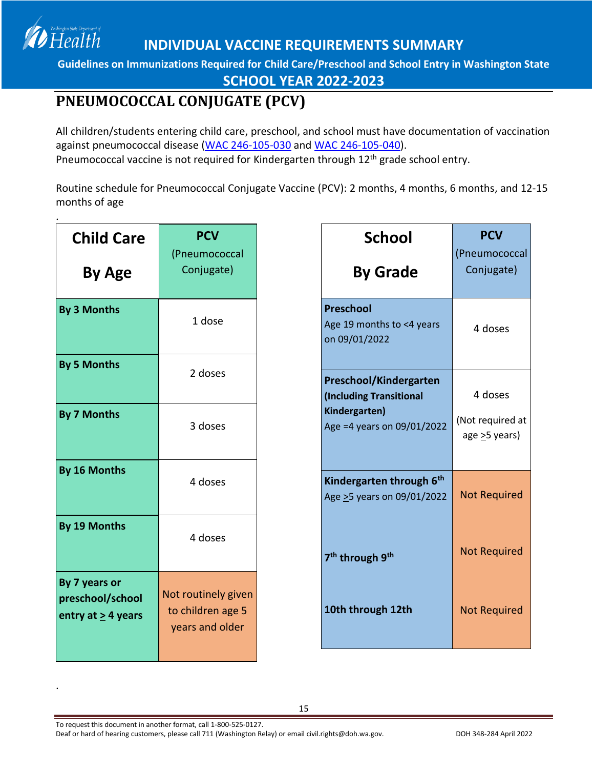# INDIVIDUAL VACCINE REQUIREMENTS SUMMARY

**Guidelines on Immunizations Required for Child Care/Preschool and School Entry in Washington State**

**SCHOOL YEAR 2022-2023**

## PNEUMOCOCCAL CONJUGATE (PCV)

All children/students entering child care, preschool, and school must have documentation of vaccination against pneumococcal disease (WAC 246-105-030 and WAC 246-105-040).
Pneumococcal vaccine is not required for Kindergarten through 12th grade school entry.

Routine schedule for Pneumococcal Conjugate Vaccine (PCV): 2 months, 4 months, 6 months, and 12-15 months of age

| Child Care By Age | PCV (Pneumococcal Conjugate) |
|---|---|
| **By 3 Months** | 1 dose |
| **By 5 Months** | 2 doses |
| **By 7 Months** | 3 doses |
| **By 16 Months** | 4 doses |
| **By 19 Months** | 4 doses |
| **By 7 years or preschool/school entry at ≥ 4 years** | Not routinely given to children age 5 years and older |

| School By Grade | PCV (Pneumococcal Conjugate) |
|---|---|
| **Preschool** Age 19 months to <4 years on 09/01/2022 | 4 doses |
| **Preschool/Kindergarten (Including Transitional Kindergarten)** Age =4 years on 09/01/2022 | 4 doses (Not required at age ≥5 years) |
| **Kindergarten through 6th** Age ≥5 years on 09/01/2022 | Not Required |
| **7th through 9th** | Not Required |
| **10th through 12th** | Not Required |

To request this document in another format, call 1-800-525-0127.
Deaf or hard of hearing customers, please call 711 (Washington Relay) or email civil.rights@doh.wa.gov.

DOH 348-284 April 2022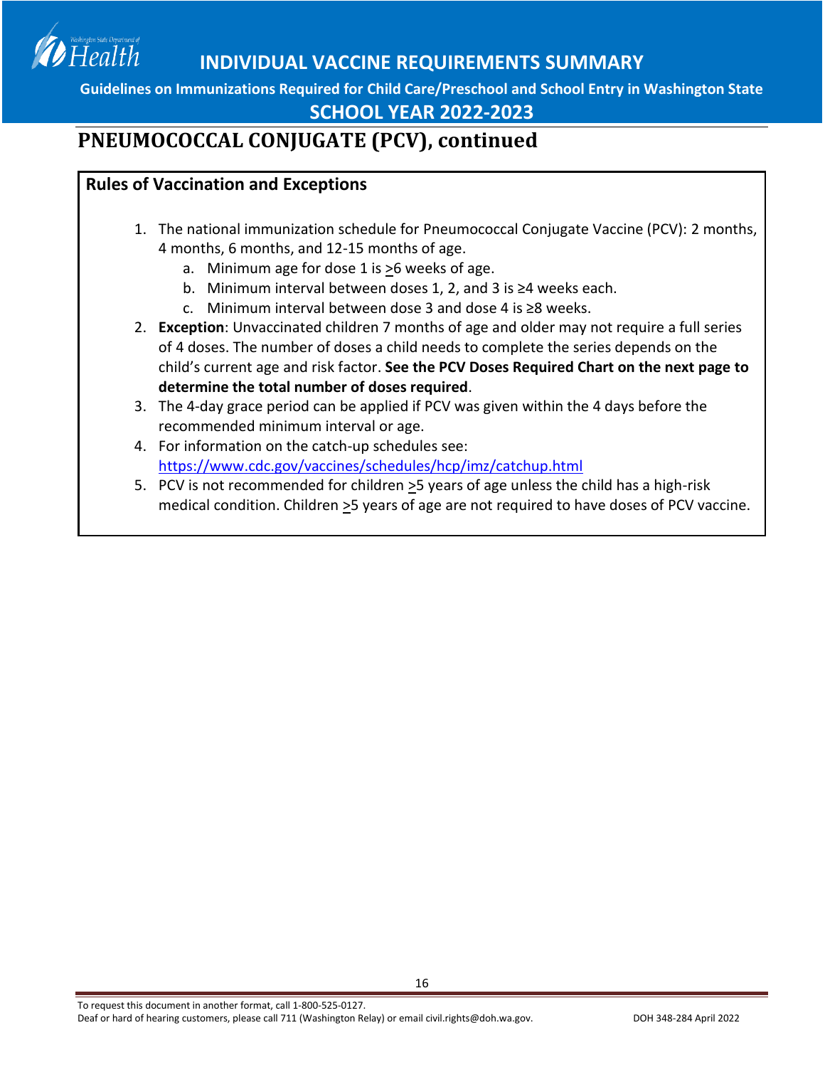# PNEUMOCOCCAL CONJUGATE (PCV), continued

## Rules of Vaccination and Exceptions

1. The national immunization schedule for Pneumococcal Conjugate Vaccine (PCV): 2 months, 4 months, 6 months, and 12-15 months of age.
    a. Minimum age for dose 1 is ≥6 weeks of age.
    b. Minimum interval between doses 1, 2, and 3 is ≥4 weeks each.
    c. Minimum interval between dose 3 and dose 4 is ≥8 weeks.
2. **Exception**: Unvaccinated children 7 months of age and older may not require a full series of 4 doses. The number of doses a child needs to complete the series depends on the child's current age and risk factor. **See the PCV Doses Required Chart on the next page to determine the total number of doses required**.
3. The 4-day grace period can be applied if PCV was given within the 4 days before the recommended minimum interval or age.
4. For information on the catch-up schedules see: [https://www.cdc.gov/vaccines/schedules/hcp/imz/catchup.html](https://www.cdc.gov/vaccines/schedules/hcp/imz/catchup.html)
5. PCV is not recommended for children ≥5 years of age unless the child has a high-risk medical condition. Children ≥5 years of age are not required to have doses of PCV vaccine.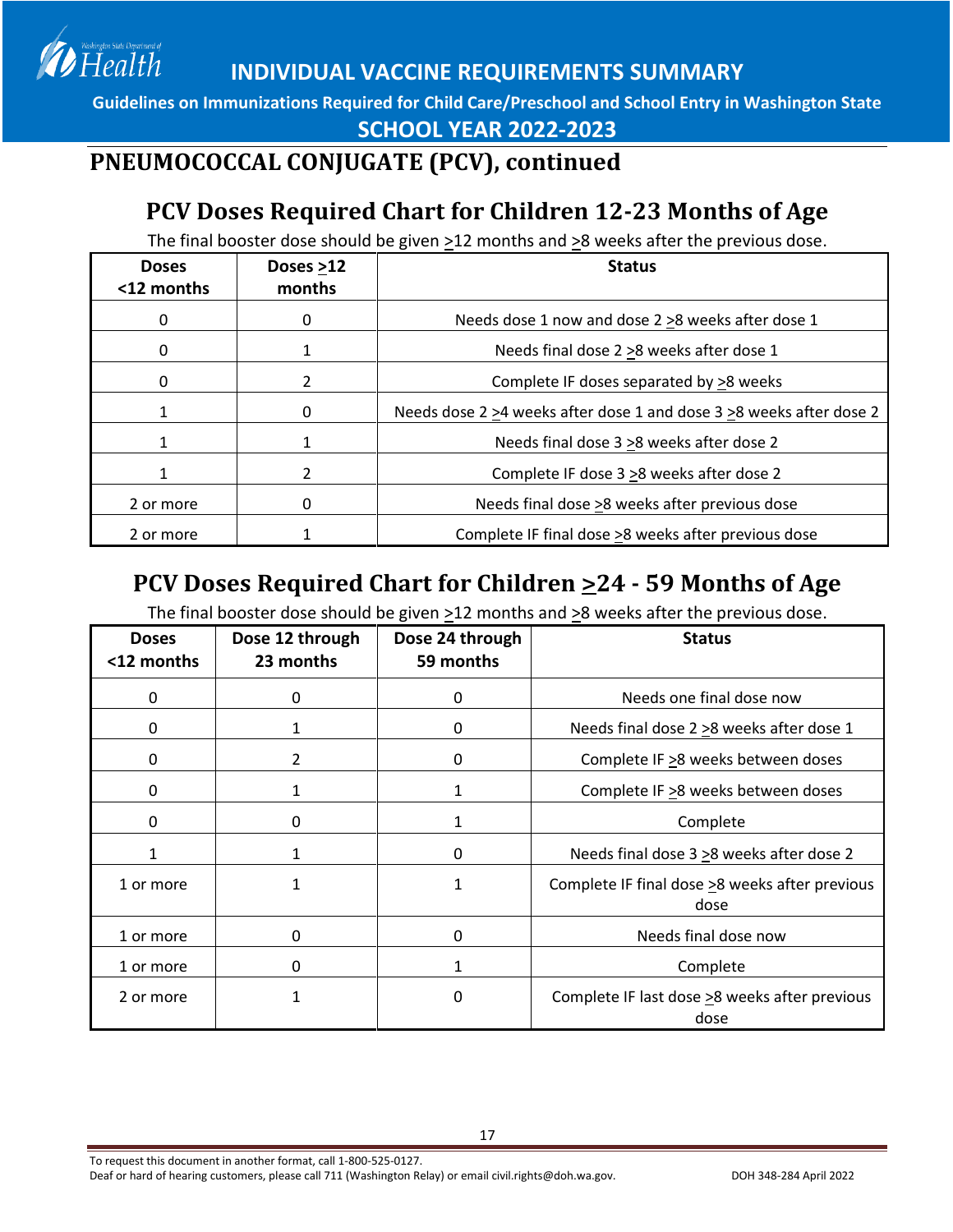# INDIVIDUAL VACCINE REQUIREMENTS SUMMARY

**Guidelines on Immunizations Required for Child Care/Preschool and School Entry in Washington State**

**SCHOOL YEAR 2022-2023**

## PNEUMOCOCCAL CONJUGATE (PCV), continued

### PCV Doses Required Chart for Children 12-23 Months of Age

The final booster dose should be given ≥12 months and ≥8 weeks after the previous dose.

| Doses <12 months | Doses ≥12 months | Status |
|---|---|---|
| 0 | 0 | Needs dose 1 now and dose 2 ≥8 weeks after dose 1 |
| 0 | 1 | Needs final dose 2 ≥8 weeks after dose 1 |
| 0 | 2 | Complete IF doses separated by ≥8 weeks |
| 1 | 0 | Needs dose 2 ≥4 weeks after dose 1 and dose 3 ≥8 weeks after dose 2 |
| 1 | 1 | Needs final dose 3 ≥8 weeks after dose 2 |
| 1 | 2 | Complete IF dose 3 ≥8 weeks after dose 2 |
| 2 or more | 0 | Needs final dose ≥8 weeks after previous dose |
| 2 or more | 1 | Complete IF final dose ≥8 weeks after previous dose |

### PCV Doses Required Chart for Children ≥24 - 59 Months of Age

The final booster dose should be given ≥12 months and ≥8 weeks after the previous dose.

| Doses <12 months | Dose 12 through 23 months | Dose 24 through 59 months | Status |
|---|---|---|---|
| 0 | 0 | 0 | Needs one final dose now |
| 0 | 1 | 0 | Needs final dose 2 ≥8 weeks after dose 1 |
| 0 | 2 | 0 | Complete IF ≥8 weeks between doses |
| 0 | 1 | 1 | Complete IF ≥8 weeks between doses |
| 0 | 0 | 1 | Complete |
| 1 | 1 | 0 | Needs final dose 3 ≥8 weeks after dose 2 |
| 1 or more | 1 | 1 | Complete IF final dose ≥8 weeks after previous dose |
| 1 or more | 0 | 0 | Needs final dose now |
| 1 or more | 0 | 1 | Complete |
| 2 or more | 1 | 0 | Complete IF last dose ≥8 weeks after previous dose |

To request this document in another format, call 1-800-525-0127.
Deaf or hard of hearing customers, please call 711 (Washington Relay) or email civil.rights@doh.wa.gov.

DOH 348-284 April 2022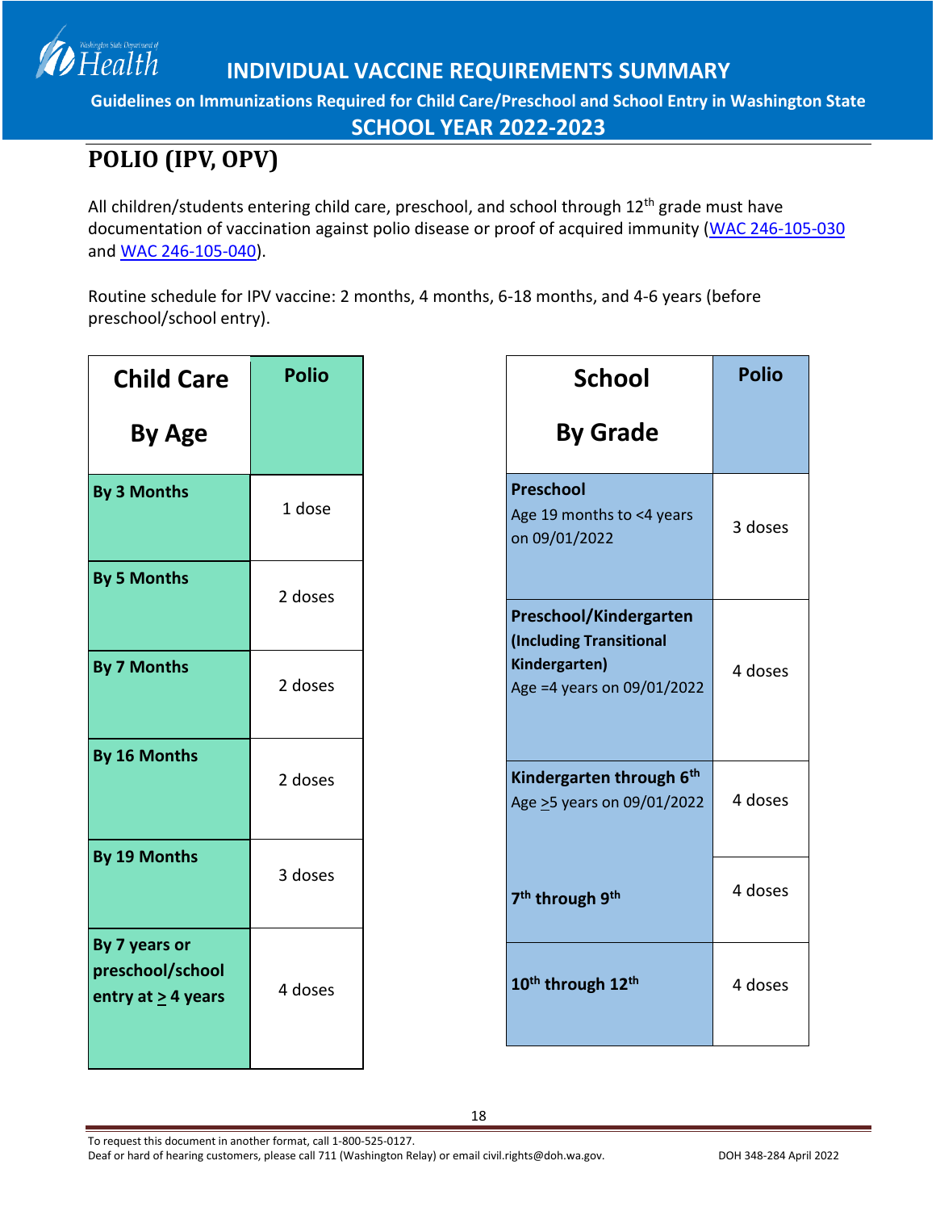# INDIVIDUAL VACCINE REQUIREMENTS SUMMARY

**Guidelines on Immunizations Required for Child Care/Preschool and School Entry in Washington State**

**SCHOOL YEAR 2022-2023**

## POLIO (IPV, OPV)

All children/students entering child care, preschool, and school through 12th grade must have documentation of vaccination against polio disease or proof of acquired immunity (WAC 246-105-030 and WAC 246-105-040).

Routine schedule for IPV vaccine: 2 months, 4 months, 6-18 months, and 4-6 years (before preschool/school entry).

| Child Care By Age | Polio |
|---|---|
| **By 3 Months** | 1 dose |
| **By 5 Months** | 2 doses |
| **By 7 Months** | 2 doses |
| **By 16 Months** | 2 doses |
| **By 19 Months** | 3 doses |
| **By 7 years or preschool/school entry at ≥ 4 years** | 4 doses |

| School By Grade | Polio |
|---|---|
| **Preschool** Age 19 months to <4 years on 09/01/2022 | 3 doses |
| **Preschool/Kindergarten (Including Transitional Kindergarten)** Age =4 years on 09/01/2022 | 4 doses |
| **Kindergarten through 6th** Age ≥5 years on 09/01/2022 | 4 doses |
| **7th through 9th** | 4 doses |
| **10th through 12th** | 4 doses |

To request this document in another format, call 1-800-525-0127.
Deaf or hard of hearing customers, please call 711 (Washington Relay) or email civil.rights@doh.wa.gov.

DOH 348-284 April 2022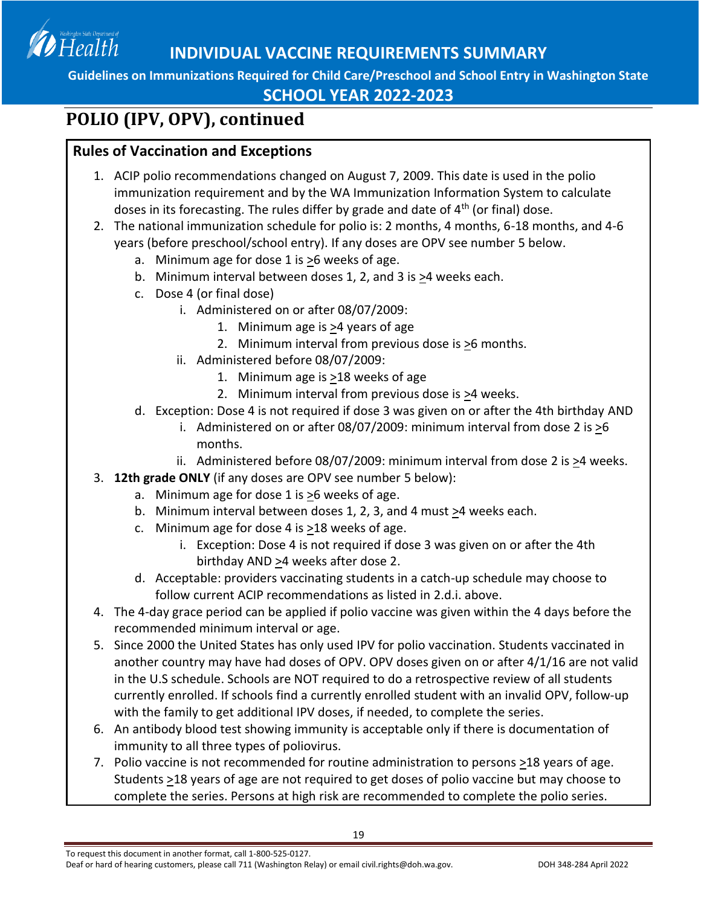# POLIO (IPV, OPV), continued

## Rules of Vaccination and Exceptions

1. ACIP polio recommendations changed on August 7, 2009. This date is used in the polio immunization requirement and by the WA Immunization Information System to calculate doses in its forecasting. The rules differ by grade and date of 4th (or final) dose.
2. The national immunization schedule for polio is: 2 months, 4 months, 6-18 months, and 4-6 years (before preschool/school entry). If any doses are OPV see number 5 below.
   a. Minimum age for dose 1 is ≥6 weeks of age.
   b. Minimum interval between doses 1, 2, and 3 is ≥4 weeks each.
   c. Dose 4 (or final dose)
      i. Administered on or after 08/07/2009:
         1. Minimum age is ≥4 years of age
         2. Minimum interval from previous dose is ≥6 months.
      ii. Administered before 08/07/2009:
         1. Minimum age is ≥18 weeks of age
         2. Minimum interval from previous dose is ≥4 weeks.
   d. Exception: Dose 4 is not required if dose 3 was given on or after the 4th birthday AND
      i. Administered on or after 08/07/2009: minimum interval from dose 2 is ≥6 months.
      ii. Administered before 08/07/2009: minimum interval from dose 2 is ≥4 weeks.
3. **12th grade ONLY** (if any doses are OPV see number 5 below):
   a. Minimum age for dose 1 is ≥6 weeks of age.
   b. Minimum interval between doses 1, 2, 3, and 4 must ≥4 weeks each.
   c. Minimum age for dose 4 is ≥18 weeks of age.
      i. Exception: Dose 4 is not required if dose 3 was given on or after the 4th birthday AND ≥4 weeks after dose 2.
   d. Acceptable: providers vaccinating students in a catch-up schedule may choose to follow current ACIP recommendations as listed in 2.d.i. above.
4. The 4-day grace period can be applied if polio vaccine was given within the 4 days before the recommended minimum interval or age.
5. Since 2000 the United States has only used IPV for polio vaccination. Students vaccinated in another country may have had doses of OPV. OPV doses given on or after 4/1/16 are not valid in the U.S schedule. Schools are NOT required to do a retrospective review of all students currently enrolled. If schools find a currently enrolled student with an invalid OPV, follow-up with the family to get additional IPV doses, if needed, to complete the series.
6. An antibody blood test showing immunity is acceptable only if there is documentation of immunity to all three types of poliovirus.
7. Polio vaccine is not recommended for routine administration to persons ≥18 years of age. Students ≥18 years of age are not required to get doses of polio vaccine but may choose to complete the series. Persons at high risk are recommended to complete the polio series.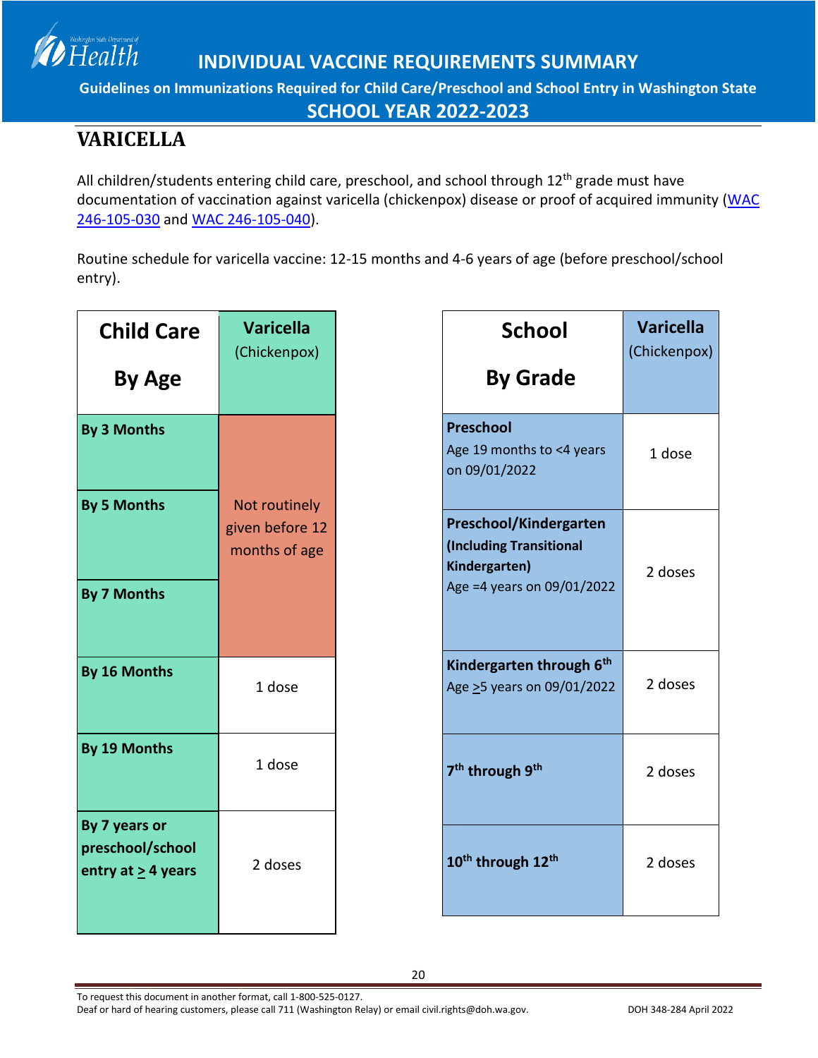# INDIVIDUAL VACCINE REQUIREMENTS SUMMARY

**Guidelines on Immunizations Required for Child Care/Preschool and School Entry in Washington State**

**SCHOOL YEAR 2022-2023**

## VARICELLA

All children/students entering child care, preschool, and school through 12th grade must have documentation of vaccination against varicella (chickenpox) disease or proof of acquired immunity (WAC 246-105-030 and WAC 246-105-040).

Routine schedule for varicella vaccine: 12-15 months and 4-6 years of age (before preschool/school entry).

| Child Care By Age | Varicella (Chickenpox) |
|---|---|
| **By 3 Months** | Not routinely given before 12 months of age |
| **By 5 Months** | Not routinely given before 12 months of age |
| **By 7 Months** | Not routinely given before 12 months of age |
| **By 16 Months** | 1 dose |
| **By 19 Months** | 1 dose |
| **By 7 years or preschool/school entry at ≥ 4 years** | 2 doses |

| School By Grade | Varicella (Chickenpox) |
|---|---|
| **Preschool** Age 19 months to <4 years on 09/01/2022 | 1 dose |
| **Preschool/Kindergarten (Including Transitional Kindergarten)** Age =4 years on 09/01/2022 | 2 doses |
| **Kindergarten through 6th** Age ≥5 years on 09/01/2022 | 2 doses |
| **7th through 9th** | 2 doses |
| **10th through 12th** | 2 doses |

To request this document in another format, call 1-800-525-0127.
Deaf or hard of hearing customers, please call 711 (Washington Relay) or email civil.rights@doh.wa.gov.

DOH 348-284 April 2022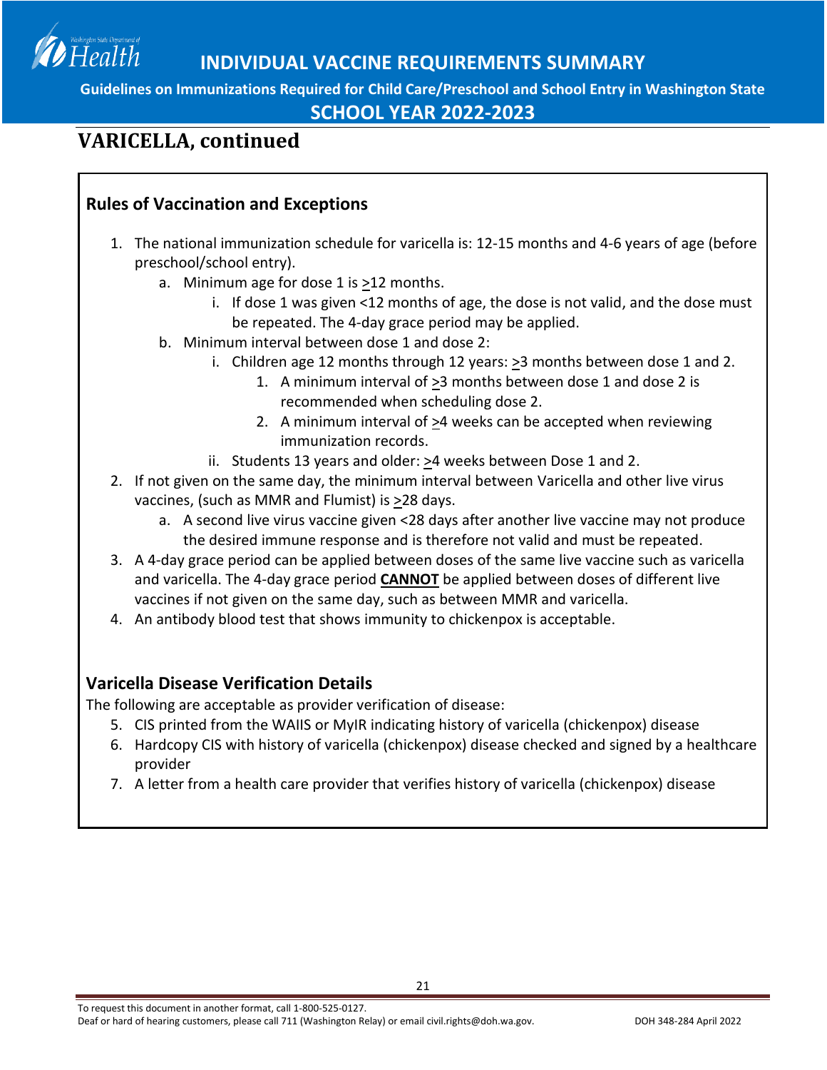## VARICELLA, continued

### Rules of Vaccination and Exceptions

1. The national immunization schedule for varicella is: 12-15 months and 4-6 years of age (before preschool/school entry).
    a. Minimum age for dose 1 is ≥12 months.
        i. If dose 1 was given <12 months of age, the dose is not valid, and the dose must be repeated. The 4-day grace period may be applied.
    b. Minimum interval between dose 1 and dose 2:
        i. Children age 12 months through 12 years: ≥3 months between dose 1 and 2.
            1. A minimum interval of ≥3 months between dose 1 and dose 2 is recommended when scheduling dose 2.
            2. A minimum interval of ≥4 weeks can be accepted when reviewing immunization records.
        ii. Students 13 years and older: ≥4 weeks between Dose 1 and 2.
2. If not given on the same day, the minimum interval between Varicella and other live virus vaccines, (such as MMR and Flumist) is ≥28 days.
    a. A second live virus vaccine given <28 days after another live vaccine may not produce the desired immune response and is therefore not valid and must be repeated.
3. A 4-day grace period can be applied between doses of the same live vaccine such as varicella and varicella. The 4-day grace period **CANNOT** be applied between doses of different live vaccines if not given on the same day, such as between MMR and varicella.
4. An antibody blood test that shows immunity to chickenpox is acceptable.

### Varicella Disease Verification Details

The following are acceptable as provider verification of disease:

5. CIS printed from the WAIIS or MyIR indicating history of varicella (chickenpox) disease
6. Hardcopy CIS with history of varicella (chickenpox) disease checked and signed by a healthcare provider
7. A letter from a health care provider that verifies history of varicella (chickenpox) disease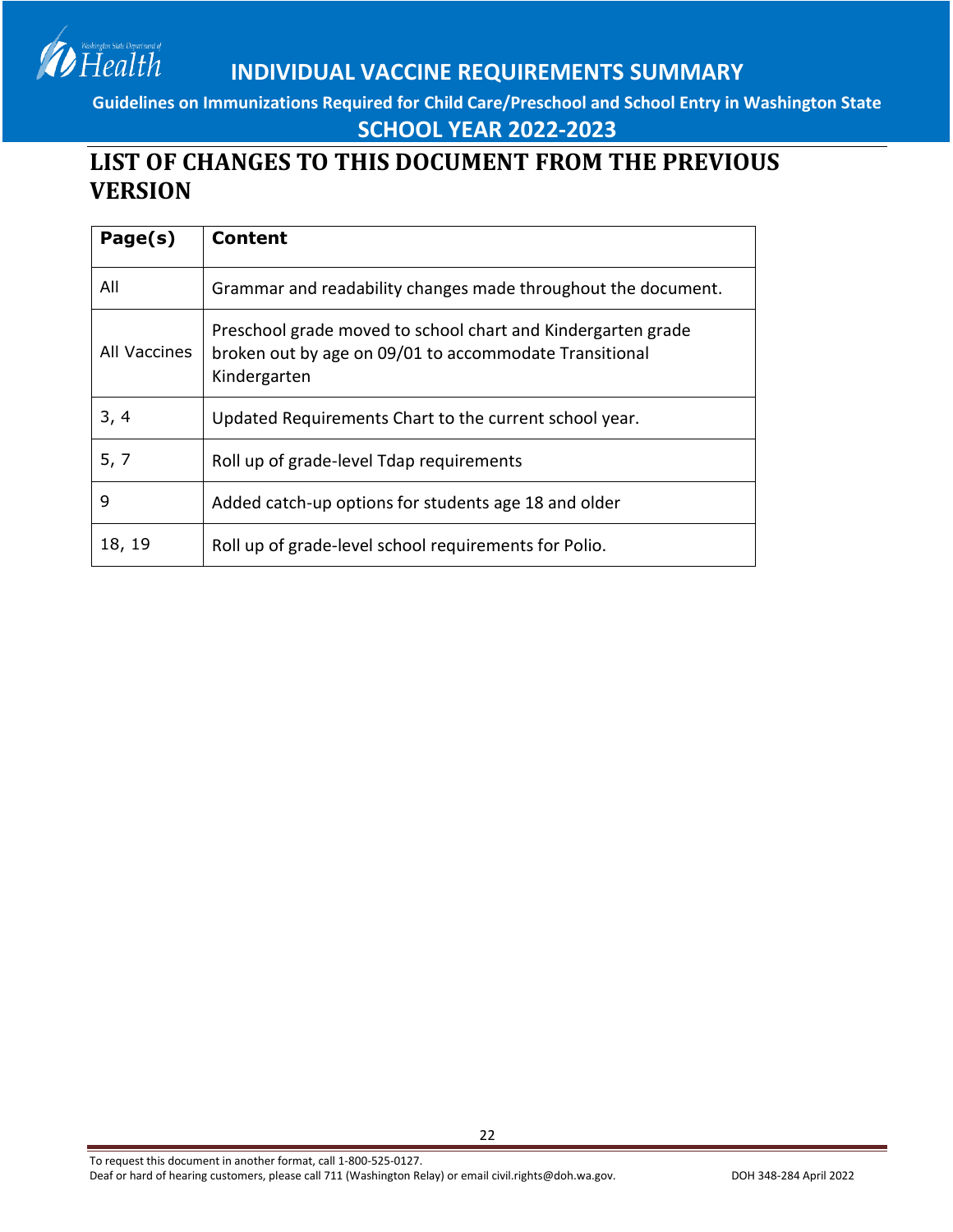# LIST OF CHANGES TO THIS DOCUMENT FROM THE PREVIOUS VERSION

| Page(s) | Content |
|---|---|
| All | Grammar and readability changes made throughout the document. |
| All Vaccines | Preschool grade moved to school chart and Kindergarten grade broken out by age on 09/01 to accommodate Transitional Kindergarten |
| 3, 4 | Updated Requirements Chart to the current school year. |
| 5, 7 | Roll up of grade-level Tdap requirements |
| 9 | Added catch-up options for students age 18 and older |
| 18, 19 | Roll up of grade-level school requirements for Polio. |

To request this document in another format, call 1-800-525-0127.
Deaf or hard of hearing customers, please call 711 (Washington Relay) or email civil.rights@doh.wa.gov.

DOH 348-284 April 2022